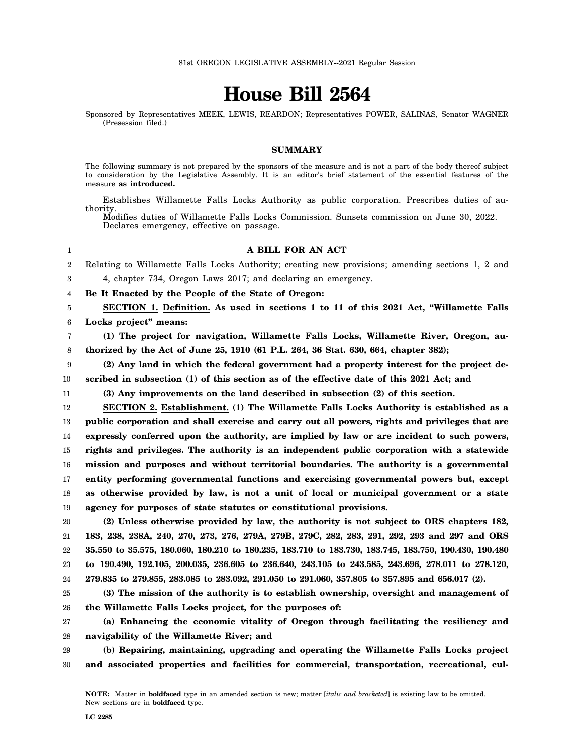81st OREGON LEGISLATIVE ASSEMBLY--2021 Regular Session

# House Bill 2564

Sponsored by Representatives MEEK, LEWIS, REARDON; Representatives POWER, SALINAS, Senator WAGNER (Presession filed.)

## SUMMARY

The following summary is not prepared by the sponsors of the measure and is not a part of the body thereof subject to consideration by the Legislative Assembly. It is an editor's brief statement of the essential features of the measure **as introduced.**

Establishes Willamette Falls Locks Authority as public corporation. Prescribes duties of authority.

Modifies duties of Willamette Falls Locks Commission. Sunsets commission on June 30, 2022.

Declares emergency, effective on passage.

### A BILL FOR AN ACT

Relating to Willamette Falls Locks Authority; creating new provisions; amending sections 1, 2 and 4, chapter 734, Oregon Laws 2017; and declaring an emergency.

**Be It Enacted by the People of the State of Oregon:**

**SECTION 1. Definition. As used in sections 1 to 11 of this 2021 Act, "Willamette Falls Locks project" means:**

**(1) The project for navigation, Willamette Falls Locks, Willamette River, Oregon, authorized by the Act of June 25, 1910 (61 P.L. 264, 36 Stat. 630, 664, chapter 382);**

**(2) Any land in which the federal government had a property interest for the project described in subsection (1) of this section as of the effective date of this 2021 Act; and**

**(3) Any improvements on the land described in subsection (2) of this section.**

**SECTION 2. Establishment. (1) The Willamette Falls Locks Authority is established as a public corporation and shall exercise and carry out all powers, rights and privileges that are expressly conferred upon the authority, are implied by law or are incident to such powers, rights and privileges. The authority is an independent public corporation with a statewide mission and purposes and without territorial boundaries. The authority is a governmental entity performing governmental functions and exercising governmental powers but, except as otherwise provided by law, is not a unit of local or municipal government or a state agency for purposes of state statutes or constitutional provisions.**

**(2) Unless otherwise provided by law, the authority is not subject to ORS chapters 182, 183, 238, 238A, 240, 270, 273, 276, 279A, 279B, 279C, 282, 283, 291, 292, 293 and 297 and ORS 35.550 to 35.575, 180.060, 180.210 to 180.235, 183.710 to 183.730, 183.745, 183.750, 190.430, 190.480 to 190.490, 192.105, 200.035, 236.605 to 236.640, 243.105 to 243.585, 243.696, 278.011 to 278.120, 279.835 to 279.855, 283.085 to 283.092, 291.050 to 291.060, 357.805 to 357.895 and 656.017 (2).**

**(3) The mission of the authority is to establish ownership, oversight and management of the Willamette Falls Locks project, for the purposes of:**

**(a) Enhancing the economic vitality of Oregon through facilitating the resiliency and navigability of the Willamette River; and**

**(b) Repairing, maintaining, upgrading and operating the Willamette Falls Locks project and associated properties and facilities for commercial, transportation, recreational, cul-**

**NOTE:** Matter in **boldfaced** type in an amended section is new; matter [*italic and bracketed*] is existing law to be omitted. New sections are in **boldfaced** type.

LC 2285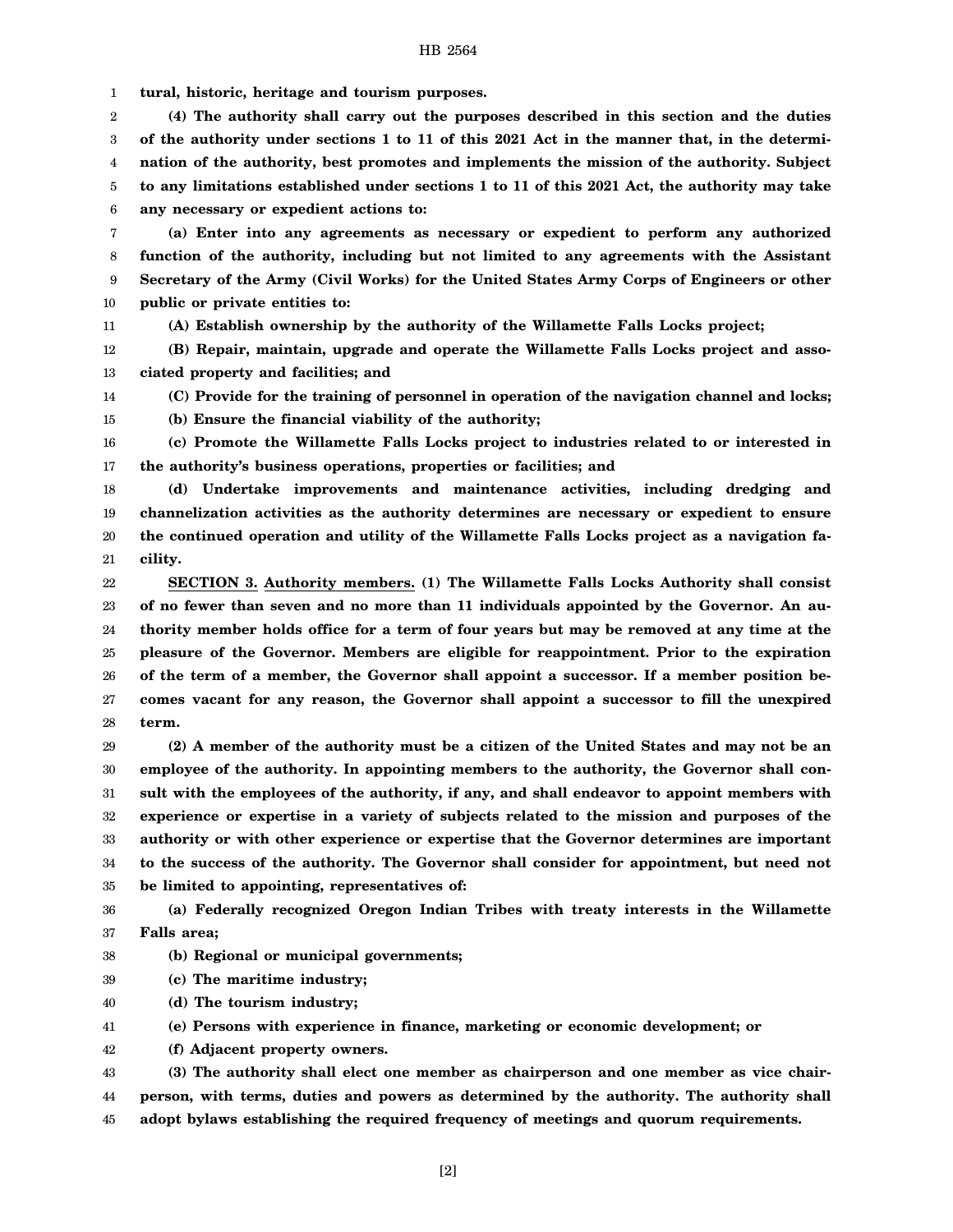**tural, historic, heritage and tourism purposes.**

**(4) The authority shall carry out the purposes described in this section and the duties of the authority under sections 1 to 11 of this 2021 Act in the manner that, in the determination of the authority, best promotes and implements the mission of the authority. Subject to any limitations established under sections 1 to 11 of this 2021 Act, the authority may take any necessary or expedient actions to:**

**(a) Enter into any agreements as necessary or expedient to perform any authorized function of the authority, including but not limited to any agreements with the Assistant Secretary of the Army (Civil Works) for the United States Army Corps of Engineers or other public or private entities to:**

**(A) Establish ownership by the authority of the Willamette Falls Locks project;**

**(B) Repair, maintain, upgrade and operate the Willamette Falls Locks project and associated property and facilities; and**

**(C) Provide for the training of personnel in operation of the navigation channel and locks;**

**(b) Ensure the financial viability of the authority;**

**(c) Promote the Willamette Falls Locks project to industries related to or interested in the authority's business operations, properties or facilities; and**

**(d) Undertake improvements and maintenance activities, including dredging and channelization activities as the authority determines are necessary or expedient to ensure the continued operation and utility of the Willamette Falls Locks project as a navigation facility.**

**SECTION 3. Authority members. (1) The Willamette Falls Locks Authority shall consist of no fewer than seven and no more than 11 individuals appointed by the Governor. An authority member holds office for a term of four years but may be removed at any time at the pleasure of the Governor. Members are eligible for reappointment. Prior to the expiration of the term of a member, the Governor shall appoint a successor. If a member position becomes vacant for any reason, the Governor shall appoint a successor to fill the unexpired term.**

**(2) A member of the authority must be a citizen of the United States and may not be an employee of the authority. In appointing members to the authority, the Governor shall consult with the employees of the authority, if any, and shall endeavor to appoint members with experience or expertise in a variety of subjects related to the mission and purposes of the authority or with other experience or expertise that the Governor determines are important to the success of the authority. The Governor shall consider for appointment, but need not be limited to appointing, representatives of:**

**(a) Federally recognized Oregon Indian Tribes with treaty interests in the Willamette Falls area;**

**(b) Regional or municipal governments;**

**(c) The maritime industry;**

**(d) The tourism industry;**

**(e) Persons with experience in finance, marketing or economic development; or**

**(f) Adjacent property owners.**

**(3) The authority shall elect one member as chairperson and one member as vice chairperson, with terms, duties and powers as determined by the authority. The authority shall adopt bylaws establishing the required frequency of meetings and quorum requirements.**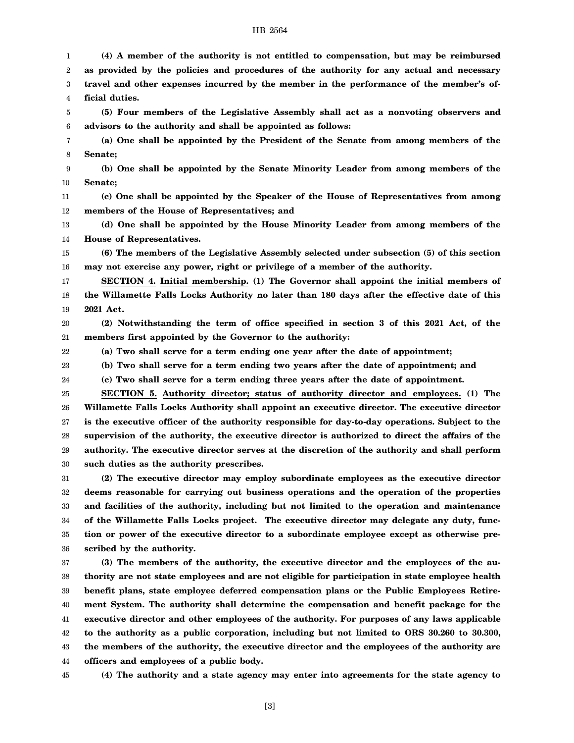**(4) A member of the authority is not entitled to compensation, but may be reimbursed as provided by the policies and procedures of the authority for any actual and necessary travel and other expenses incurred by the member in the performance of the member's official duties.**

**(5) Four members of the Legislative Assembly shall act as a nonvoting observers and advisors to the authority and shall be appointed as follows:**

**(a) One shall be appointed by the President of the Senate from among members of the Senate;**

**(b) One shall be appointed by the Senate Minority Leader from among members of the Senate;**

**(c) One shall be appointed by the Speaker of the House of Representatives from among members of the House of Representatives; and**

**(d) One shall be appointed by the House Minority Leader from among members of the House of Representatives.**

**(6) The members of the Legislative Assembly selected under subsection (5) of this section may not exercise any power, right or privilege of a member of the authority.**

**SECTION 4. Initial membership. (1) The Governor shall appoint the initial members of the Willamette Falls Locks Authority no later than 180 days after the effective date of this 2021 Act.**

**(2) Notwithstanding the term of office specified in section 3 of this 2021 Act, of the members first appointed by the Governor to the authority:**

**(a) Two shall serve for a term ending one year after the date of appointment;**

**(b) Two shall serve for a term ending two years after the date of appointment; and**

**(c) Two shall serve for a term ending three years after the date of appointment.**

**SECTION 5. Authority director; status of authority director and employees. (1) The Willamette Falls Locks Authority shall appoint an executive director. The executive director is the executive officer of the authority responsible for day-to-day operations. Subject to the supervision of the authority, the executive director is authorized to direct the affairs of the authority. The executive director serves at the discretion of the authority and shall perform such duties as the authority prescribes.**

**(2) The executive director may employ subordinate employees as the executive director deems reasonable for carrying out business operations and the operation of the properties and facilities of the authority, including but not limited to the operation and maintenance of the Willamette Falls Locks project. The executive director may delegate any duty, function or power of the executive director to a subordinate employee except as otherwise prescribed by the authority.**

**(3) The members of the authority, the executive director and the employees of the authority are not state employees and are not eligible for participation in state employee health benefit plans, state employee deferred compensation plans or the Public Employees Retirement System. The authority shall determine the compensation and benefit package for the executive director and other employees of the authority. For purposes of any laws applicable to the authority as a public corporation, including but not limited to ORS 30.260 to 30.300, the members of the authority, the executive director and the employees of the authority are officers and employees of a public body.**

**(4) The authority and a state agency may enter into agreements for the state agency to**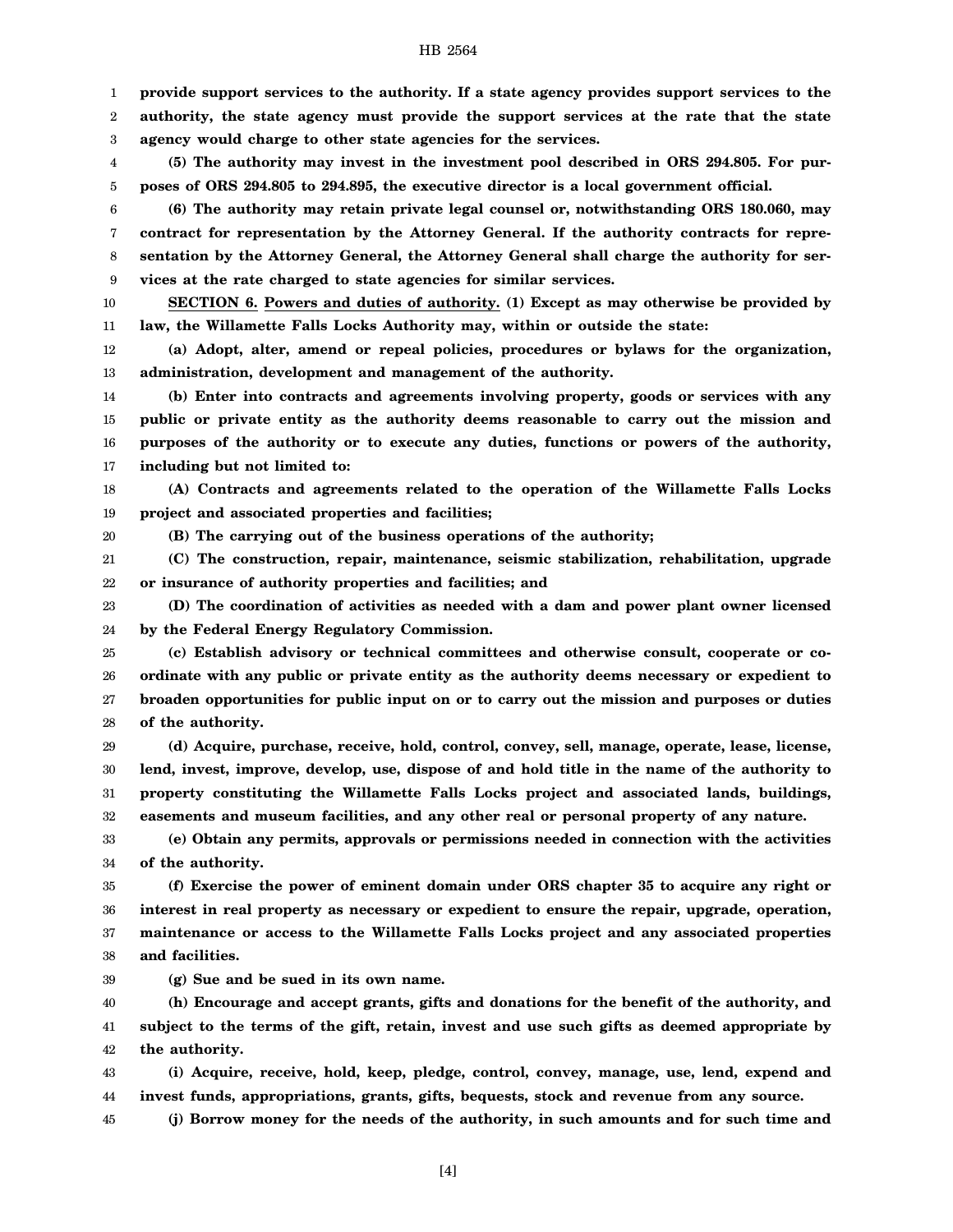**provide support services to the authority. If a state agency provides support services to the authority, the state agency must provide the support services at the rate that the state agency would charge to other state agencies for the services.**

**(5) The authority may invest in the investment pool described in ORS 294.805. For purposes of ORS 294.805 to 294.895, the executive director is a local government official.**

**(6) The authority may retain private legal counsel or, notwithstanding ORS 180.060, may contract for representation by the Attorney General. If the authority contracts for representation by the Attorney General, the Attorney General shall charge the authority for services at the rate charged to state agencies for similar services.**

**SECTION 6. <u>Powers and duties of authority.</u> (1) Except as may otherwise be provided by law, the Willamette Falls Locks Authority may, within or outside the state:**

**(a) Adopt, alter, amend or repeal policies, procedures or bylaws for the organization, administration, development and management of the authority.**

**(b) Enter into contracts and agreements involving property, goods or services with any public or private entity as the authority deems reasonable to carry out the mission and purposes of the authority or to execute any duties, functions or powers of the authority, including but not limited to:**

**(A) Contracts and agreements related to the operation of the Willamette Falls Locks project and associated properties and facilities;**

**(B) The carrying out of the business operations of the authority;**

**(C) The construction, repair, maintenance, seismic stabilization, rehabilitation, upgrade or insurance of authority properties and facilities; and**

**(D) The coordination of activities as needed with a dam and power plant owner licensed by the Federal Energy Regulatory Commission.**

**(c) Establish advisory or technical committees and otherwise consult, cooperate or coordinate with any public or private entity as the authority deems necessary or expedient to broaden opportunities for public input on or to carry out the mission and purposes or duties of the authority.**

**(d) Acquire, purchase, receive, hold, control, convey, sell, manage, operate, lease, license, lend, invest, improve, develop, use, dispose of and hold title in the name of the authority to property constituting the Willamette Falls Locks project and associated lands, buildings, easements and museum facilities, and any other real or personal property of any nature.**

**(e) Obtain any permits, approvals or permissions needed in connection with the activities of the authority.**

**(f) Exercise the power of eminent domain under ORS chapter 35 to acquire any right or interest in real property as necessary or expedient to ensure the repair, upgrade, operation, maintenance or access to the Willamette Falls Locks project and any associated properties and facilities.**

**(g) Sue and be sued in its own name.**

**(h) Encourage and accept grants, gifts and donations for the benefit of the authority, and subject to the terms of the gift, retain, invest and use such gifts as deemed appropriate by the authority.**

**(i) Acquire, receive, hold, keep, pledge, control, convey, manage, use, lend, expend and invest funds, appropriations, grants, gifts, bequests, stock and revenue from any source.**

**(j) Borrow money for the needs of the authority, in such amounts and for such time and**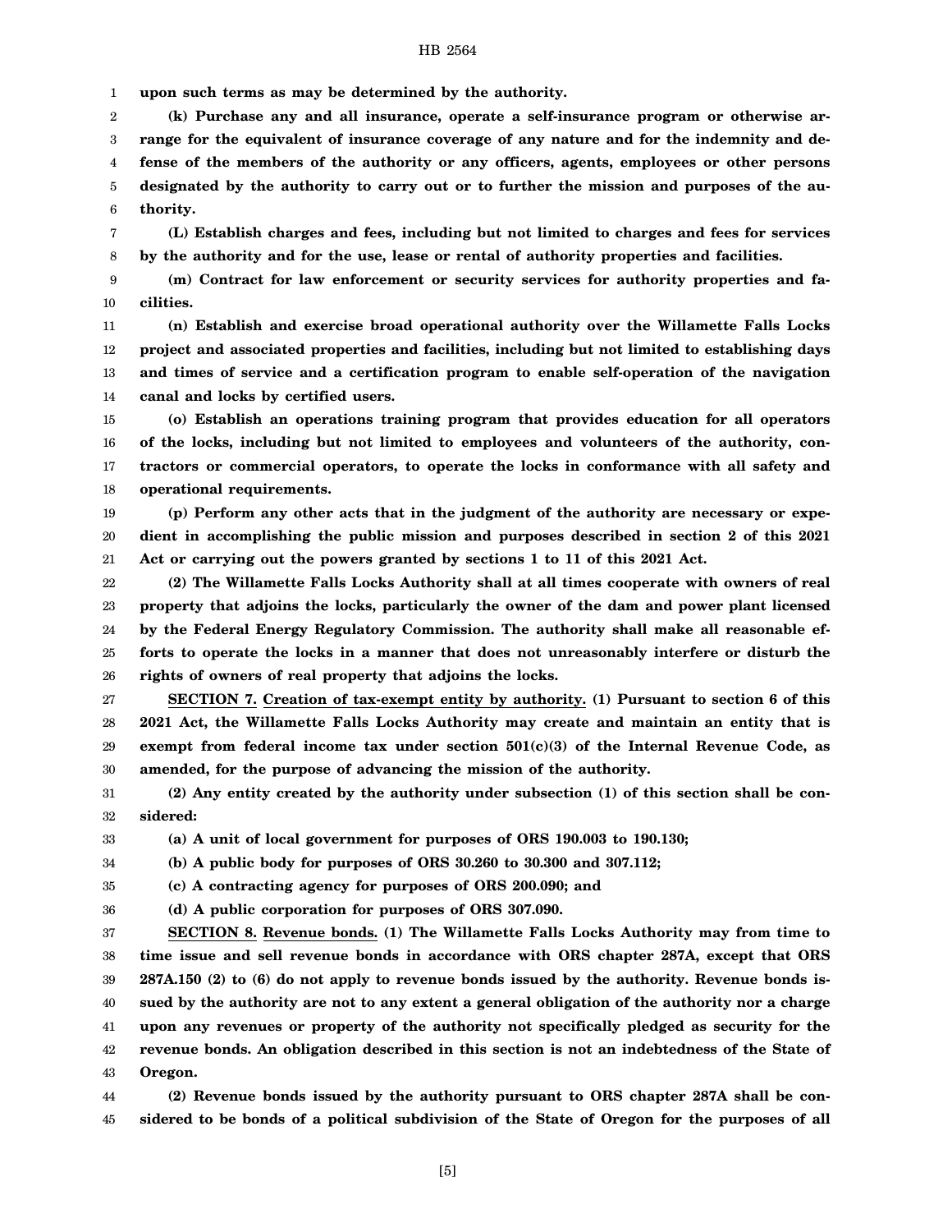**upon such terms as may be determined by the authority.**

**(k) Purchase any and all insurance, operate a self-insurance program or otherwise arrange for the equivalent of insurance coverage of any nature and for the indemnity and defense of the members of the authority or any officers, agents, employees or other persons designated by the authority to carry out or to further the mission and purposes of the authority.**

**(L) Establish charges and fees, including but not limited to charges and fees for services by the authority and for the use, lease or rental of authority properties and facilities.**

**(m) Contract for law enforcement or security services for authority properties and facilities.**

**(n) Establish and exercise broad operational authority over the Willamette Falls Locks project and associated properties and facilities, including but not limited to establishing days and times of service and a certification program to enable self-operation of the navigation canal and locks by certified users.**

**(o) Establish an operations training program that provides education for all operators of the locks, including but not limited to employees and volunteers of the authority, contractors or commercial operators, to operate the locks in conformance with all safety and operational requirements.**

**(p) Perform any other acts that in the judgment of the authority are necessary or expedient in accomplishing the public mission and purposes described in section 2 of this 2021 Act or carrying out the powers granted by sections 1 to 11 of this 2021 Act.**

**(2) The Willamette Falls Locks Authority shall at all times cooperate with owners of real property that adjoins the locks, particularly the owner of the dam and power plant licensed by the Federal Energy Regulatory Commission. The authority shall make all reasonable efforts to operate the locks in a manner that does not unreasonably interfere or disturb the rights of owners of real property that adjoins the locks.**

**SECTION 7. Creation of tax-exempt entity by authority. (1) Pursuant to section 6 of this 2021 Act, the Willamette Falls Locks Authority may create and maintain an entity that is exempt from federal income tax under section 501(c)(3) of the Internal Revenue Code, as amended, for the purpose of advancing the mission of the authority.**

**(2) Any entity created by the authority under subsection (1) of this section shall be considered:**

**(a) A unit of local government for purposes of ORS 190.003 to 190.130;**

**(b) A public body for purposes of ORS 30.260 to 30.300 and 307.112;**

**(c) A contracting agency for purposes of ORS 200.090; and**

**(d) A public corporation for purposes of ORS 307.090.**

**SECTION 8. Revenue bonds. (1) The Willamette Falls Locks Authority may from time to time issue and sell revenue bonds in accordance with ORS chapter 287A, except that ORS 287A.150 (2) to (6) do not apply to revenue bonds issued by the authority. Revenue bonds issued by the authority are not to any extent a general obligation of the authority nor a charge upon any revenues or property of the authority not specifically pledged as security for the revenue bonds. An obligation described in this section is not an indebtedness of the State of Oregon.**

**(2) Revenue bonds issued by the authority pursuant to ORS chapter 287A shall be considered to be bonds of a political subdivision of the State of Oregon for the purposes of all**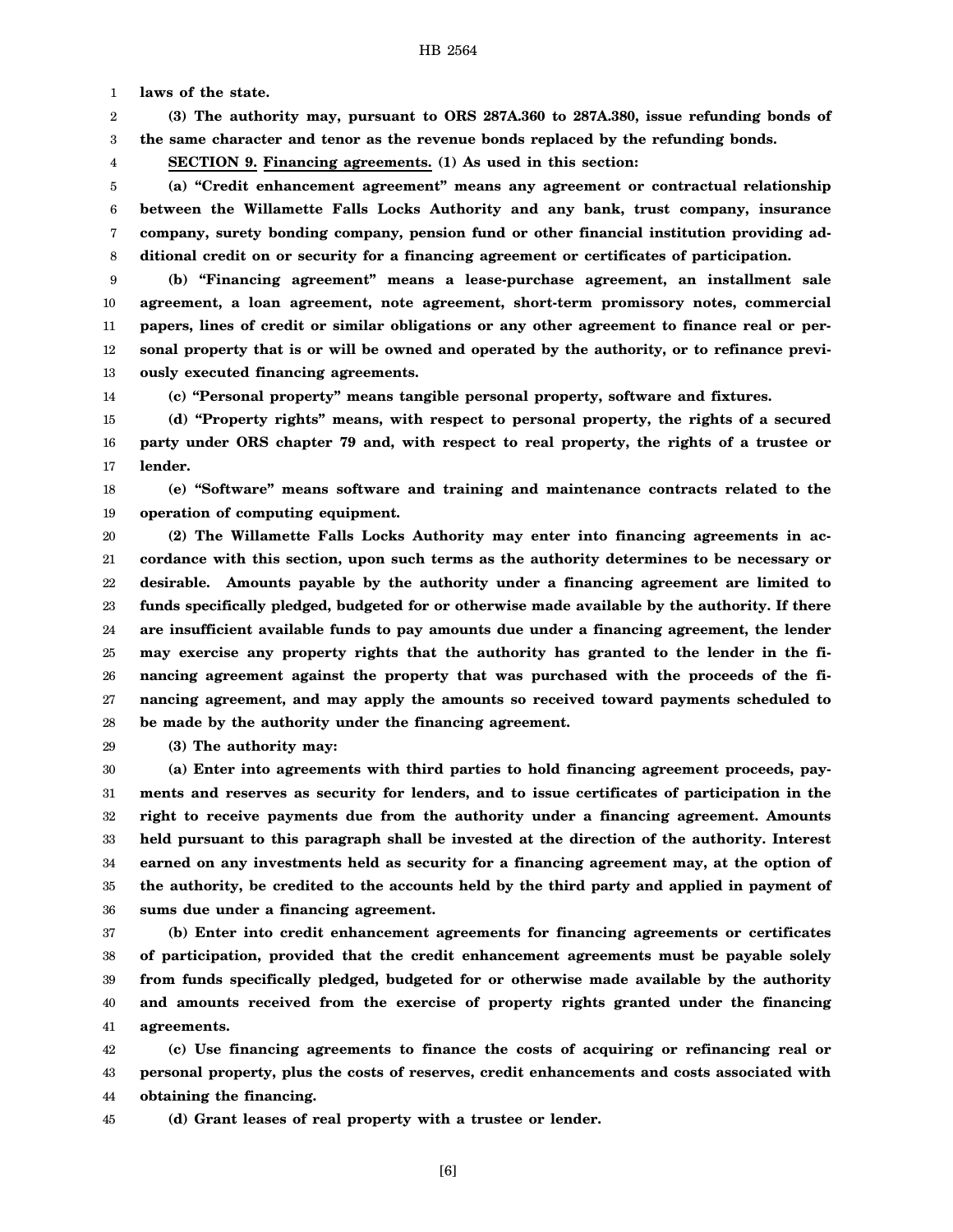**laws of the state.**

**(3) The authority may, pursuant to ORS 287A.360 to 287A.380, issue refunding bonds of the same character and tenor as the revenue bonds replaced by the refunding bonds.**

**SECTION 9. Financing agreements. (1) As used in this section:**

**(a) "Credit enhancement agreement" means any agreement or contractual relationship between the Willamette Falls Locks Authority and any bank, trust company, insurance company, surety bonding company, pension fund or other financial institution providing additional credit on or security for a financing agreement or certificates of participation.**

**(b) "Financing agreement" means a lease-purchase agreement, an installment sale agreement, a loan agreement, note agreement, short-term promissory notes, commercial papers, lines of credit or similar obligations or any other agreement to finance real or personal property that is or will be owned and operated by the authority, or to refinance previously executed financing agreements.**

**(c) "Personal property" means tangible personal property, software and fixtures.**

**(d) "Property rights" means, with respect to personal property, the rights of a secured party under ORS chapter 79 and, with respect to real property, the rights of a trustee or lender.**

**(e) "Software" means software and training and maintenance contracts related to the operation of computing equipment.**

**(2) The Willamette Falls Locks Authority may enter into financing agreements in accordance with this section, upon such terms as the authority determines to be necessary or desirable. Amounts payable by the authority under a financing agreement are limited to funds specifically pledged, budgeted for or otherwise made available by the authority. If there are insufficient available funds to pay amounts due under a financing agreement, the lender may exercise any property rights that the authority has granted to the lender in the financing agreement against the property that was purchased with the proceeds of the financing agreement, and may apply the amounts so received toward payments scheduled to be made by the authority under the financing agreement.**

**(3) The authority may:**

**(a) Enter into agreements with third parties to hold financing agreement proceeds, payments and reserves as security for lenders, and to issue certificates of participation in the right to receive payments due from the authority under a financing agreement. Amounts held pursuant to this paragraph shall be invested at the direction of the authority. Interest earned on any investments held as security for a financing agreement may, at the option of the authority, be credited to the accounts held by the third party and applied in payment of sums due under a financing agreement.**

**(b) Enter into credit enhancement agreements for financing agreements or certificates of participation, provided that the credit enhancement agreements must be payable solely from funds specifically pledged, budgeted for or otherwise made available by the authority and amounts received from the exercise of property rights granted under the financing agreements.**

**(c) Use financing agreements to finance the costs of acquiring or refinancing real or personal property, plus the costs of reserves, credit enhancements and costs associated with obtaining the financing.**

**(d) Grant leases of real property with a trustee or lender.**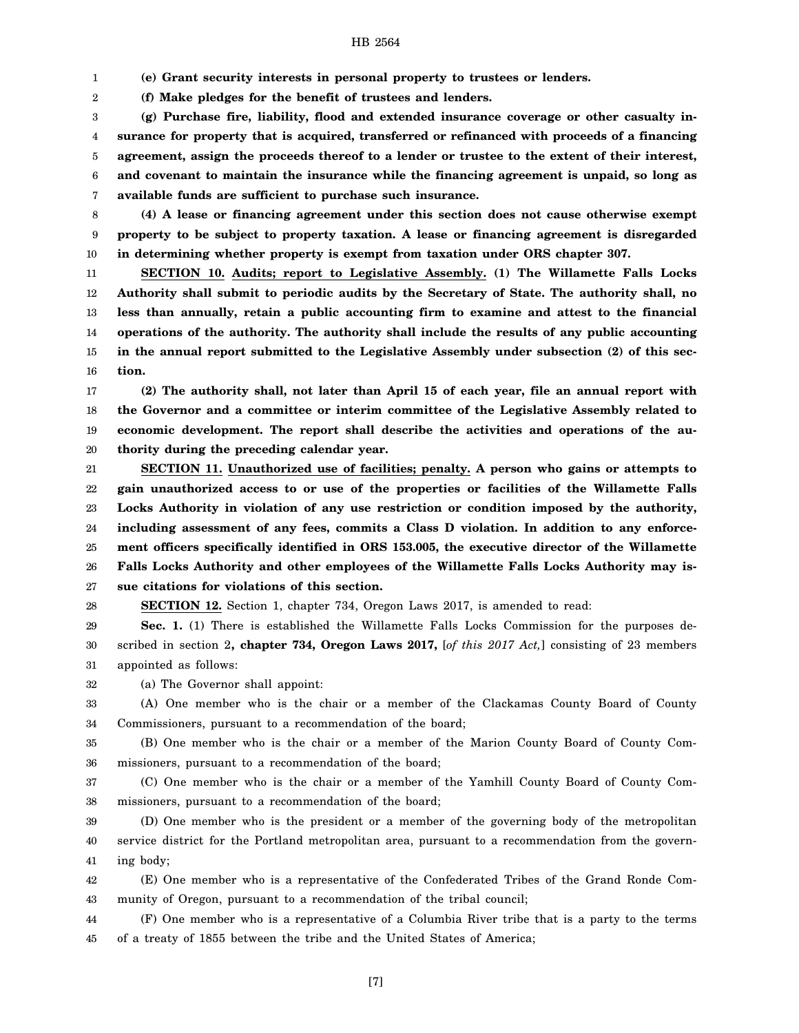**(e) Grant security interests in personal property to trustees or lenders.**

**(f) Make pledges for the benefit of trustees and lenders.**

**(g) Purchase fire, liability, flood and extended insurance coverage or other casualty insurance for property that is acquired, transferred or refinanced with proceeds of a financing agreement, assign the proceeds thereof to a lender or trustee to the extent of their interest, and covenant to maintain the insurance while the financing agreement is unpaid, so long as available funds are sufficient to purchase such insurance.**

**(4) A lease or financing agreement under this section does not cause otherwise exempt property to be subject to property taxation. A lease or financing agreement is disregarded in determining whether property is exempt from taxation under ORS chapter 307.**

**SECTION 10. Audits; report to Legislative Assembly. (1) The Willamette Falls Locks Authority shall submit to periodic audits by the Secretary of State. The authority shall, no less than annually, retain a public accounting firm to examine and attest to the financial operations of the authority. The authority shall include the results of any public accounting in the annual report submitted to the Legislative Assembly under subsection (2) of this section.**

**(2) The authority shall, not later than April 15 of each year, file an annual report with the Governor and a committee or interim committee of the Legislative Assembly related to economic development. The report shall describe the activities and operations of the authority during the preceding calendar year.**

**SECTION 11. Unauthorized use of facilities; penalty. A person who gains or attempts to gain unauthorized access to or use of the properties or facilities of the Willamette Falls Locks Authority in violation of any use restriction or condition imposed by the authority, including assessment of any fees, commits a Class D violation. In addition to any enforcement officers specifically identified in ORS 153.005, the executive director of the Willamette Falls Locks Authority and other employees of the Willamette Falls Locks Authority may issue citations for violations of this section.**

**SECTION 12.** Section 1, chapter 734, Oregon Laws 2017, is amended to read:

**Sec. 1.** (1) There is established the Willamette Falls Locks Commission for the purposes described in section 2**, chapter 734, Oregon Laws 2017,** [*of this 2017 Act,*] consisting of 23 members appointed as follows:

(a) The Governor shall appoint:

(A) One member who is the chair or a member of the Clackamas County Board of County Commissioners, pursuant to a recommendation of the board;

(B) One member who is the chair or a member of the Marion County Board of County Commissioners, pursuant to a recommendation of the board;

(C) One member who is the chair or a member of the Yamhill County Board of County Commissioners, pursuant to a recommendation of the board;

(D) One member who is the president or a member of the governing body of the metropolitan service district for the Portland metropolitan area, pursuant to a recommendation from the governing body;

(E) One member who is a representative of the Confederated Tribes of the Grand Ronde Community of Oregon, pursuant to a recommendation of the tribal council;

(F) One member who is a representative of a Columbia River tribe that is a party to the terms of a treaty of 1855 between the tribe and the United States of America;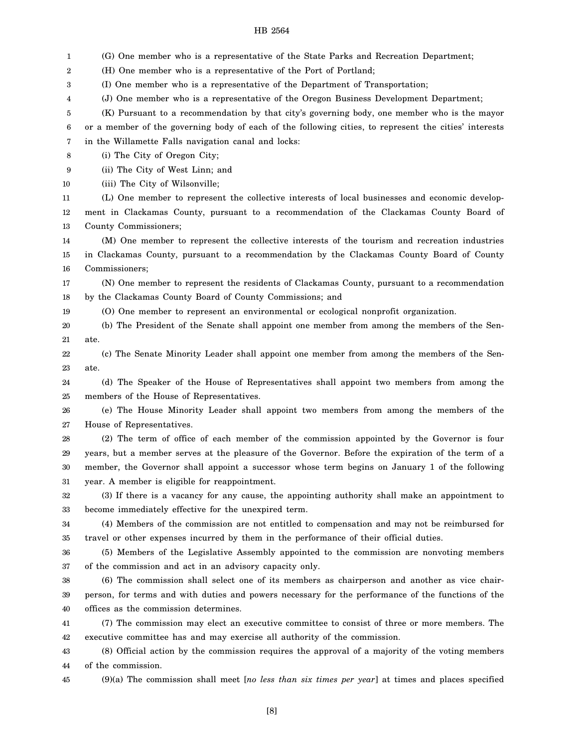(G) One member who is a representative of the State Parks and Recreation Department;

(H) One member who is a representative of the Port of Portland;

(I) One member who is a representative of the Department of Transportation;

(J) One member who is a representative of the Oregon Business Development Department;

(K) Pursuant to a recommendation by that city's governing body, one member who is the mayor or a member of the governing body of each of the following cities, to represent the cities' interests in the Willamette Falls navigation canal and locks:

(i) The City of Oregon City;

(ii) The City of West Linn; and

(iii) The City of Wilsonville;

(L) One member to represent the collective interests of local businesses and economic development in Clackamas County, pursuant to a recommendation of the Clackamas County Board of County Commissioners;

(M) One member to represent the collective interests of the tourism and recreation industries in Clackamas County, pursuant to a recommendation by the Clackamas County Board of County Commissioners;

(N) One member to represent the residents of Clackamas County, pursuant to a recommendation by the Clackamas County Board of County Commissions; and

(O) One member to represent an environmental or ecological nonprofit organization.

(b) The President of the Senate shall appoint one member from among the members of the Senate.

(c) The Senate Minority Leader shall appoint one member from among the members of the Senate.

(d) The Speaker of the House of Representatives shall appoint two members from among the members of the House of Representatives.

(e) The House Minority Leader shall appoint two members from among the members of the House of Representatives.

(2) The term of office of each member of the commission appointed by the Governor is four years, but a member serves at the pleasure of the Governor. Before the expiration of the term of a member, the Governor shall appoint a successor whose term begins on January 1 of the following year. A member is eligible for reappointment.

(3) If there is a vacancy for any cause, the appointing authority shall make an appointment to become immediately effective for the unexpired term.

(4) Members of the commission are not entitled to compensation and may not be reimbursed for travel or other expenses incurred by them in the performance of their official duties.

(5) Members of the Legislative Assembly appointed to the commission are nonvoting members of the commission and act in an advisory capacity only.

(6) The commission shall select one of its members as chairperson and another as vice chairperson, for terms and with duties and powers necessary for the performance of the functions of the offices as the commission determines.

(7) The commission may elect an executive committee to consist of three or more members. The executive committee has and may exercise all authority of the commission.

(8) Official action by the commission requires the approval of a majority of the voting members of the commission.

(9)(a) The commission shall meet [*no less than six times per year*] at times and places specified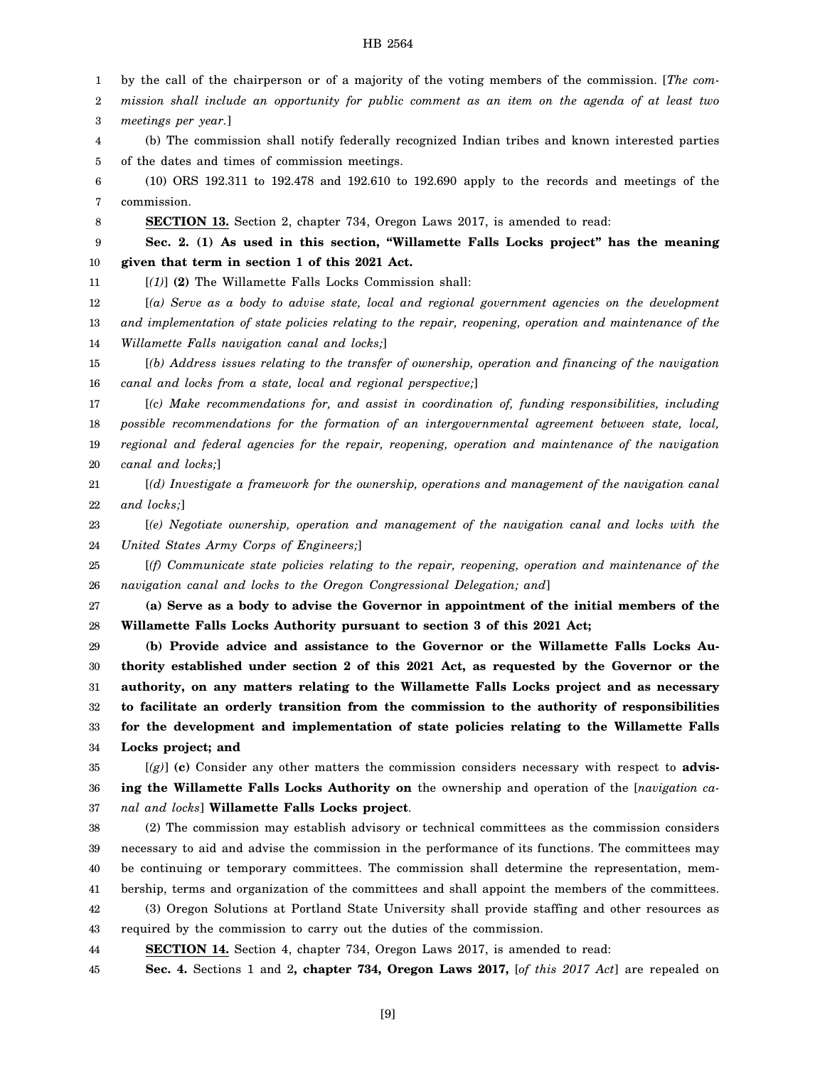by the call of the chairperson or of a majority of the voting members of the commission. [*The commission shall include an opportunity for public comment as an item on the agenda of at least two meetings per year.*]

(b) The commission shall notify federally recognized Indian tribes and known interested parties of the dates and times of commission meetings.

(10) ORS 192.311 to 192.478 and 192.610 to 192.690 apply to the records and meetings of the commission.

**SECTION 13.** Section 2, chapter 734, Oregon Laws 2017, is amended to read:

**Sec. 2. (1) As used in this section, "Willamette Falls Locks project" has the meaning given that term in section 1 of this 2021 Act.**

[*(1)*] **(2)** The Willamette Falls Locks Commission shall:

[*(a) Serve as a body to advise state, local and regional government agencies on the development and implementation of state policies relating to the repair, reopening, operation and maintenance of the Willamette Falls navigation canal and locks;*]

[*(b) Address issues relating to the transfer of ownership, operation and financing of the navigation canal and locks from a state, local and regional perspective;*]

[*(c) Make recommendations for, and assist in coordination of, funding responsibilities, including possible recommendations for the formation of an intergovernmental agreement between state, local, regional and federal agencies for the repair, reopening, operation and maintenance of the navigation canal and locks;*]

[*(d) Investigate a framework for the ownership, operations and management of the navigation canal and locks;*]

[*(e) Negotiate ownership, operation and management of the navigation canal and locks with the United States Army Corps of Engineers;*]

[*(f) Communicate state policies relating to the repair, reopening, operation and maintenance of the navigation canal and locks to the Oregon Congressional Delegation; and*]

**(a) Serve as a body to advise the Governor in appointment of the initial members of the Willamette Falls Locks Authority pursuant to section 3 of this 2021 Act;**

**(b) Provide advice and assistance to the Governor or the Willamette Falls Locks Authority established under section 2 of this 2021 Act, as requested by the Governor or the authority, on any matters relating to the Willamette Falls Locks project and as necessary to facilitate an orderly transition from the commission to the authority of responsibilities for the development and implementation of state policies relating to the Willamette Falls Locks project; and**

[*(g)*] **(c)** Consider any other matters the commission considers necessary with respect to **advising the Willamette Falls Locks Authority on** the ownership and operation of the [*navigation canal and locks*] **Willamette Falls Locks project**.

(2) The commission may establish advisory or technical committees as the commission considers necessary to aid and advise the commission in the performance of its functions. The committees may be continuing or temporary committees. The commission shall determine the representation, membership, terms and organization of the committees and shall appoint the members of the committees.

(3) Oregon Solutions at Portland State University shall provide staffing and other resources as required by the commission to carry out the duties of the commission.

**SECTION 14.** Section 4, chapter 734, Oregon Laws 2017, is amended to read:

**Sec. 4.** Sections 1 and 2**, chapter 734, Oregon Laws 2017,** [*of this 2017 Act*] are repealed on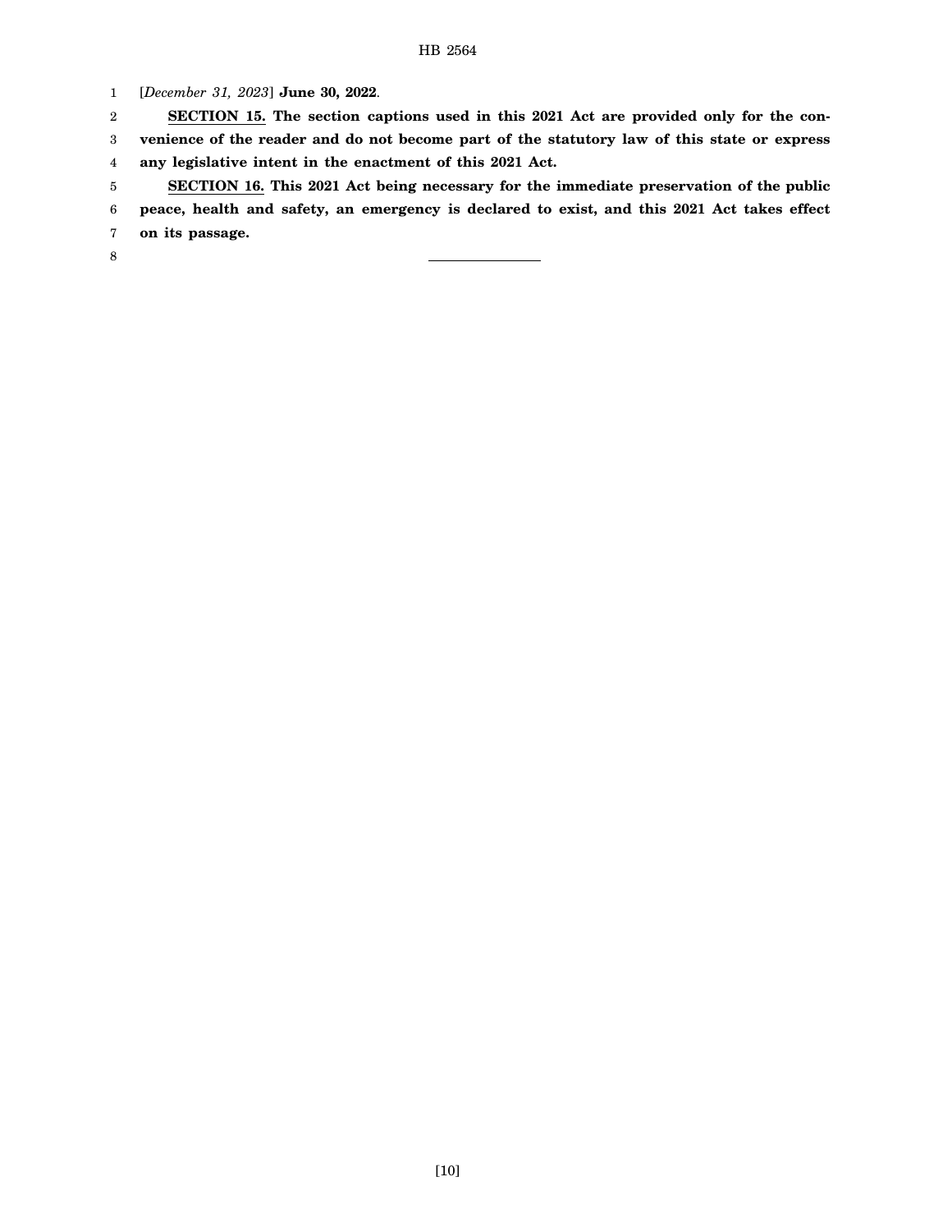[*December 31, 2023*] **June 30, 2022**.

**SECTION 15. The section captions used in this 2021 Act are provided only for the convenience of the reader and do not become part of the statutory law of this state or express any legislative intent in the enactment of this 2021 Act.**

**SECTION 16. This 2021 Act being necessary for the immediate preservation of the public peace, health and safety, an emergency is declared to exist, and this 2021 Act takes effect on its passage.**